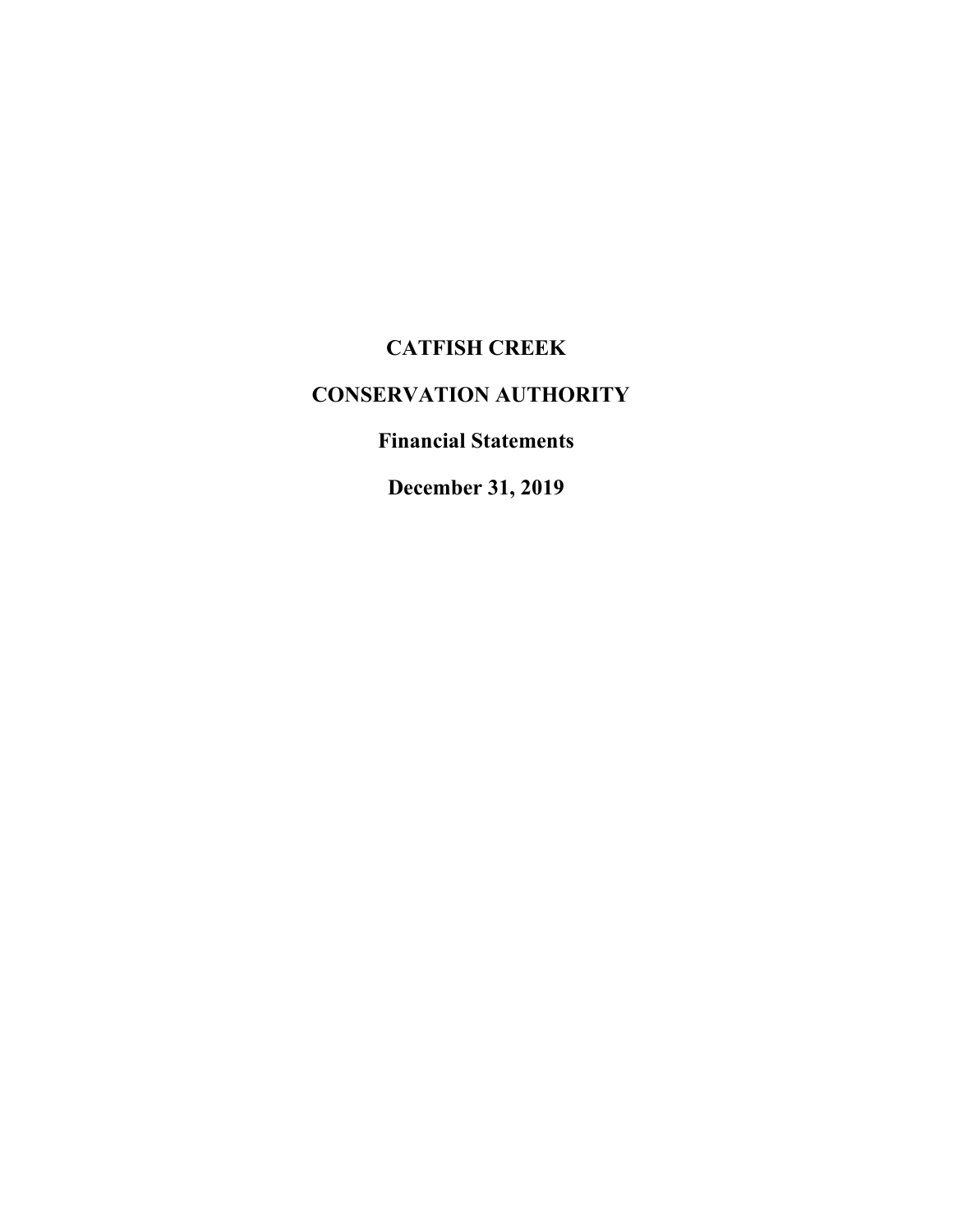# CATFISH CREEK

# CONSERVATION AUTHORITY

## Financial Statements

## December 31, 2019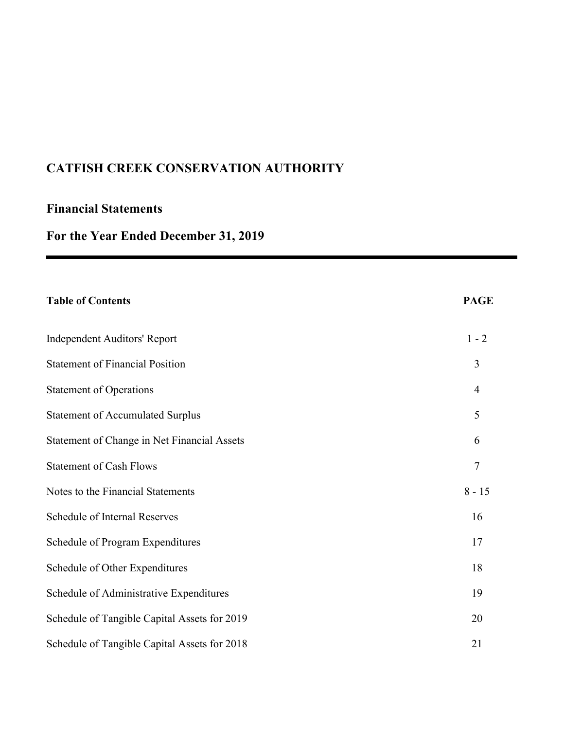# CATFISH CREEK CONSERVATION AUTHORITY

## Financial Statements

## For the Year Ended December 31, 2019

| Table of Contents | PAGE |
|---|---|
| Independent Auditors' Report | 1 - 2 |
| Statement of Financial Position | 3 |
| Statement of Operations | 4 |
| Statement of Accumulated Surplus | 5 |
| Statement of Change in Net Financial Assets | 6 |
| Statement of Cash Flows | 7 |
| Notes to the Financial Statements | 8 - 15 |
| Schedule of Internal Reserves | 16 |
| Schedule of Program Expenditures | 17 |
| Schedule of Other Expenditures | 18 |
| Schedule of Administrative Expenditures | 19 |
| Schedule of Tangible Capital Assets for 2019 | 20 |
| Schedule of Tangible Capital Assets for 2018 | 21 |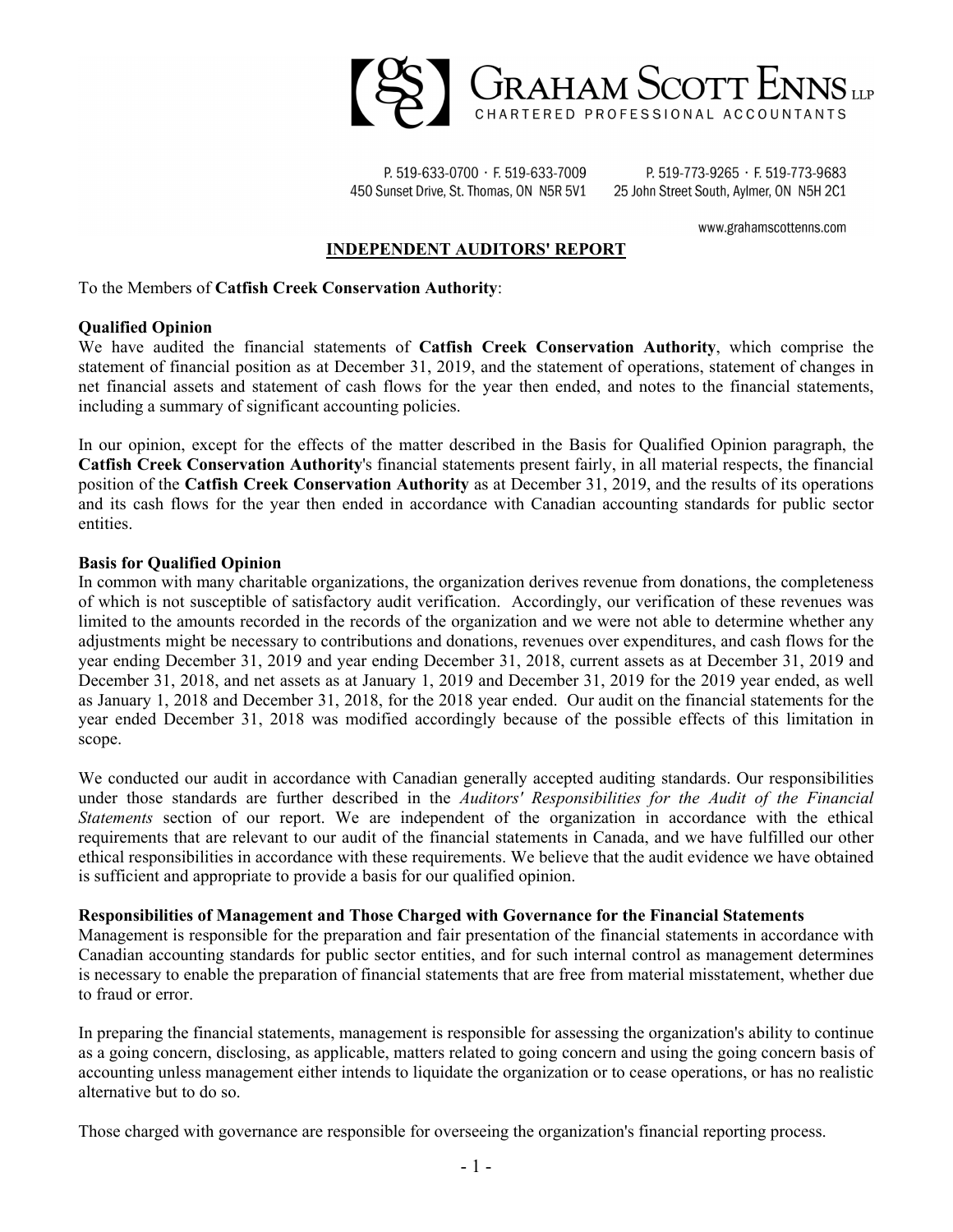Graham Scott Enns LLP
CHARTERED PROFESSIONAL ACCOUNTANTS

P. 519-633-0700 · F. 519-633-7009
450 Sunset Drive, St. Thomas, ON N5R 5V1

P. 519-773-9265 · F. 519-773-9683
25 John Street South, Aylmer, ON N5H 2C1

www.grahamscottenns.com

## INDEPENDENT AUDITORS' REPORT

To the Members of **Catfish Creek Conservation Authority**:

**Qualified Opinion**

We have audited the financial statements of **Catfish Creek Conservation Authority**, which comprise the statement of financial position as at December 31, 2019, and the statement of operations, statement of changes in net financial assets and statement of cash flows for the year then ended, and notes to the financial statements, including a summary of significant accounting policies.

In our opinion, except for the effects of the matter described in the Basis for Qualified Opinion paragraph, the **Catfish Creek Conservation Authority**'s financial statements present fairly, in all material respects, the financial position of the **Catfish Creek Conservation Authority** as at December 31, 2019, and the results of its operations and its cash flows for the year then ended in accordance with Canadian accounting standards for public sector entities.

**Basis for Qualified Opinion**

In common with many charitable organizations, the organization derives revenue from donations, the completeness of which is not susceptible of satisfactory audit verification. Accordingly, our verification of these revenues was limited to the amounts recorded in the records of the organization and we were not able to determine whether any adjustments might be necessary to contributions and donations, revenues over expenditures, and cash flows for the year ending December 31, 2019 and year ending December 31, 2018, current assets as at December 31, 2019 and December 31, 2018, and net assets as at January 1, 2019 and December 31, 2019 for the 2019 year ended, as well as January 1, 2018 and December 31, 2018, for the 2018 year ended. Our audit on the financial statements for the year ended December 31, 2018 was modified accordingly because of the possible effects of this limitation in scope.

We conducted our audit in accordance with Canadian generally accepted auditing standards. Our responsibilities under those standards are further described in the *Auditors' Responsibilities for the Audit of the Financial Statements* section of our report. We are independent of the organization in accordance with the ethical requirements that are relevant to our audit of the financial statements in Canada, and we have fulfilled our other ethical responsibilities in accordance with these requirements. We believe that the audit evidence we have obtained is sufficient and appropriate to provide a basis for our qualified opinion.

**Responsibilities of Management and Those Charged with Governance for the Financial Statements**

Management is responsible for the preparation and fair presentation of the financial statements in accordance with Canadian accounting standards for public sector entities, and for such internal control as management determines is necessary to enable the preparation of financial statements that are free from material misstatement, whether due to fraud or error.

In preparing the financial statements, management is responsible for assessing the organization's ability to continue as a going concern, disclosing, as applicable, matters related to going concern and using the going concern basis of accounting unless management either intends to liquidate the organization or to cease operations, or has no realistic alternative but to do so.

Those charged with governance are responsible for overseeing the organization's financial reporting process.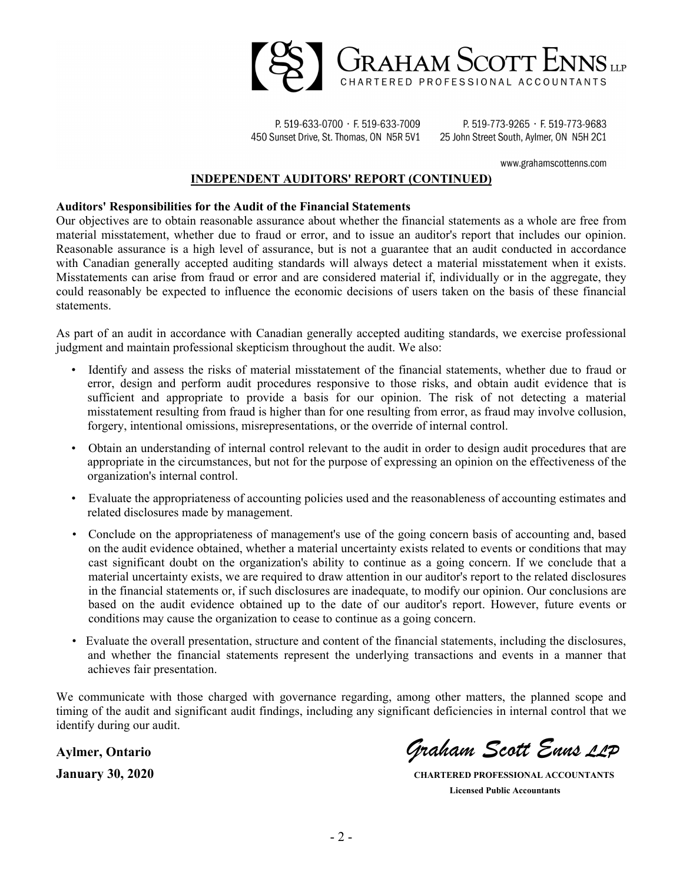**GRAHAM SCOTT ENNS LLP**
CHARTERED PROFESSIONAL ACCOUNTANTS

P. 519-633-0700 · F. 519-633-7009
450 Sunset Drive, St. Thomas, ON N5R 5V1

P. 519-773-9265 · F. 519-773-9683
25 John Street South, Aylmer, ON N5H 2C1

www.grahamscottenns.com

## INDEPENDENT AUDITORS' REPORT (CONTINUED)

**Auditors' Responsibilities for the Audit of the Financial Statements**

Our objectives are to obtain reasonable assurance about whether the financial statements as a whole are free from material misstatement, whether due to fraud or error, and to issue an auditor's report that includes our opinion. Reasonable assurance is a high level of assurance, but is not a guarantee that an audit conducted in accordance with Canadian generally accepted auditing standards will always detect a material misstatement when it exists. Misstatements can arise from fraud or error and are considered material if, individually or in the aggregate, they could reasonably be expected to influence the economic decisions of users taken on the basis of these financial statements.

As part of an audit in accordance with Canadian generally accepted auditing standards, we exercise professional judgment and maintain professional skepticism throughout the audit. We also:

- Identify and assess the risks of material misstatement of the financial statements, whether due to fraud or error, design and perform audit procedures responsive to those risks, and obtain audit evidence that is sufficient and appropriate to provide a basis for our opinion. The risk of not detecting a material misstatement resulting from fraud is higher than for one resulting from error, as fraud may involve collusion, forgery, intentional omissions, misrepresentations, or the override of internal control.

- Obtain an understanding of internal control relevant to the audit in order to design audit procedures that are appropriate in the circumstances, but not for the purpose of expressing an opinion on the effectiveness of the organization's internal control.

- Evaluate the appropriateness of accounting policies used and the reasonableness of accounting estimates and related disclosures made by management.

- Conclude on the appropriateness of management's use of the going concern basis of accounting and, based on the audit evidence obtained, whether a material uncertainty exists related to events or conditions that may cast significant doubt on the organization's ability to continue as a going concern. If we conclude that a material uncertainty exists, we are required to draw attention in our auditor's report to the related disclosures in the financial statements or, if such disclosures are inadequate, to modify our opinion. Our conclusions are based on the audit evidence obtained up to the date of our auditor's report. However, future events or conditions may cause the organization to cease to continue as a going concern.

- Evaluate the overall presentation, structure and content of the financial statements, including the disclosures, and whether the financial statements represent the underlying transactions and events in a manner that achieves fair presentation.

We communicate with those charged with governance regarding, among other matters, the planned scope and timing of the audit and significant audit findings, including any significant deficiencies in internal control that we identify during our audit.

**Aylmer, Ontario**

**January 30, 2020**

*Graham Scott Enns LLP*

**CHARTERED PROFESSIONAL ACCOUNTANTS**

**Licensed Public Accountants**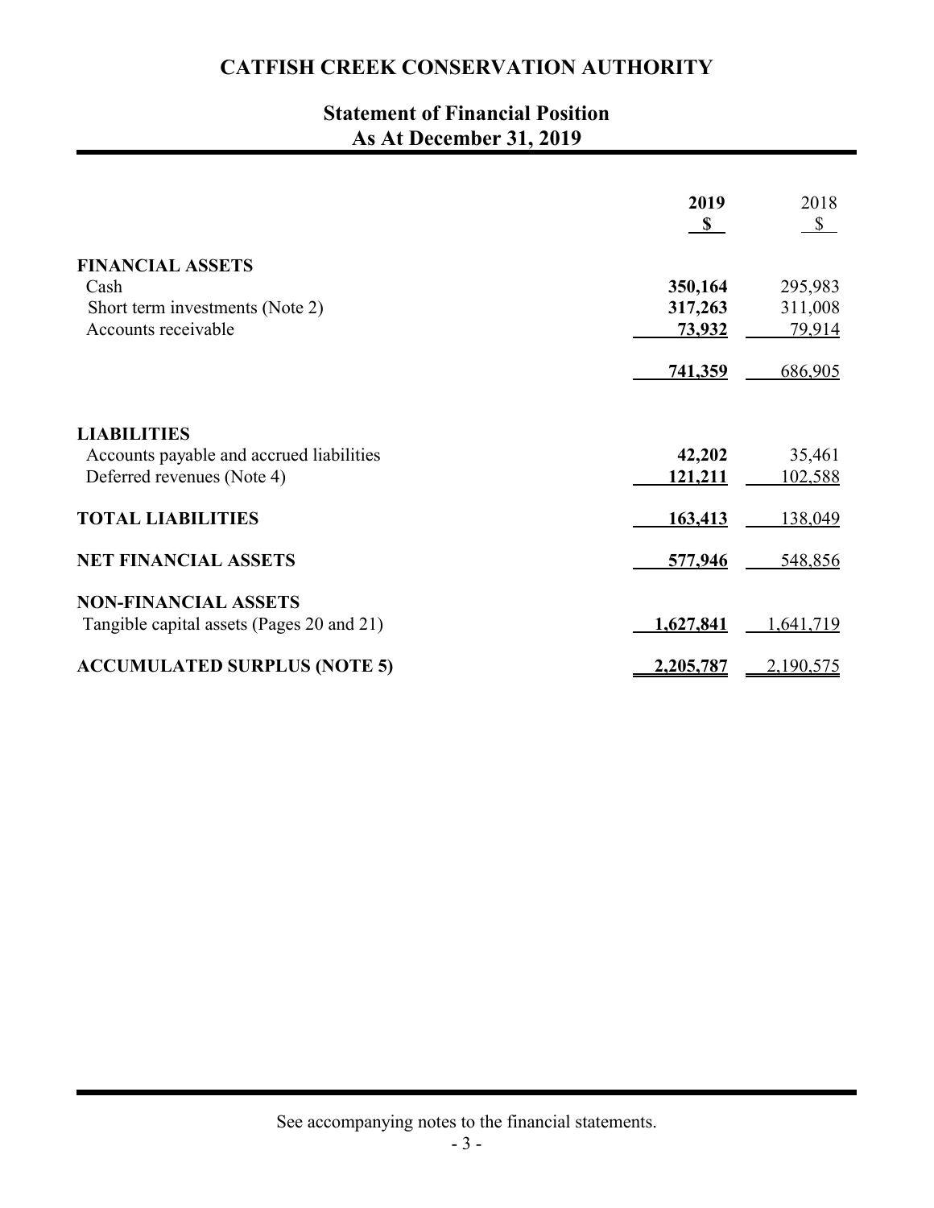# CATFISH CREEK CONSERVATION AUTHORITY

## Statement of Financial Position
## As At December 31, 2019

| | **2019** | 2018 |
|---|---|---|
| | **$** | $ |
| **FINANCIAL ASSETS** | | |
| Cash | **350,164** | 295,983 |
| Short term investments (Note 2) | **317,263** | 311,008 |
| Accounts receivable | **73,932** | 79,914 |
| | **741,359** | 686,905 |
| **LIABILITIES** | | |
| Accounts payable and accrued liabilities | **42,202** | 35,461 |
| Deferred revenues (Note 4) | **121,211** | 102,588 |
| **TOTAL LIABILITIES** | **163,413** | 138,049 |
| **NET FINANCIAL ASSETS** | **577,946** | 548,856 |
| **NON-FINANCIAL ASSETS** | | |
| Tangible capital assets (Pages 20 and 21) | **1,627,841** | 1,641,719 |
| **ACCUMULATED SURPLUS (NOTE 5)** | **2,205,787** | 2,190,575 |

See accompanying notes to the financial statements.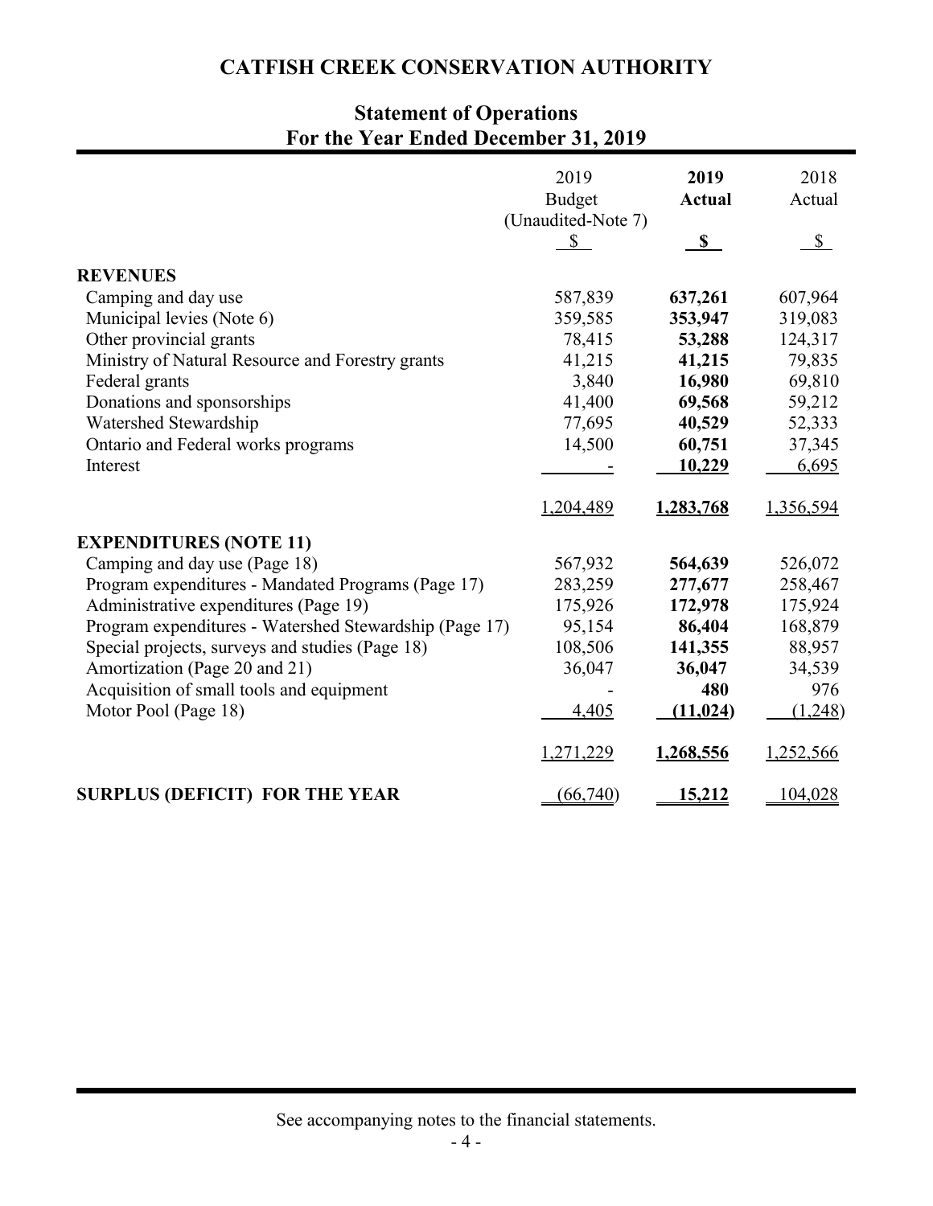# CATFISH CREEK CONSERVATION AUTHORITY

## Statement of Operations
## For the Year Ended December 31, 2019

| | 2019 Budget (Unaudited-Note 7) | **2019 Actual** | 2018 Actual |
|---|---|---|---|
| | $ | **$** | $ |
| **REVENUES** | | | |
| Camping and day use | 587,839 | **637,261** | 607,964 |
| Municipal levies (Note 6) | 359,585 | **353,947** | 319,083 |
| Other provincial grants | 78,415 | **53,288** | 124,317 |
| Ministry of Natural Resource and Forestry grants | 41,215 | **41,215** | 79,835 |
| Federal grants | 3,840 | **16,980** | 69,810 |
| Donations and sponsorships | 41,400 | **69,568** | 59,212 |
| Watershed Stewardship | 77,695 | **40,529** | 52,333 |
| Ontario and Federal works programs | 14,500 | **60,751** | 37,345 |
| Interest | - | **10,229** | 6,695 |
| | 1,204,489 | **1,283,768** | 1,356,594 |
| **EXPENDITURES (NOTE 11)** | | | |
| Camping and day use (Page 18) | 567,932 | **564,639** | 526,072 |
| Program expenditures - Mandated Programs (Page 17) | 283,259 | **277,677** | 258,467 |
| Administrative expenditures (Page 19) | 175,926 | **172,978** | 175,924 |
| Program expenditures - Watershed Stewardship (Page 17) | 95,154 | **86,404** | 168,879 |
| Special projects, surveys and studies (Page 18) | 108,506 | **141,355** | 88,957 |
| Amortization (Page 20 and 21) | 36,047 | **36,047** | 34,539 |
| Acquisition of small tools and equipment | - | **480** | 976 |
| Motor Pool (Page 18) | 4,405 | **(11,024)** | (1,248) |
| | 1,271,229 | **1,268,556** | 1,252,566 |
| **SURPLUS (DEFICIT) FOR THE YEAR** | (66,740) | **15,212** | 104,028 |

See accompanying notes to the financial statements.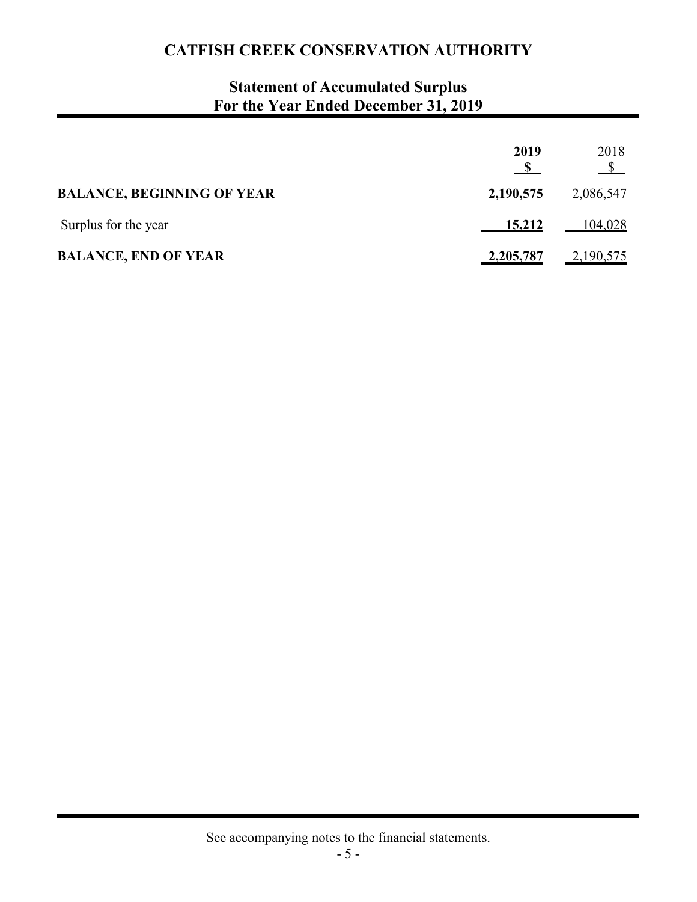# CATFISH CREEK CONSERVATION AUTHORITY

## Statement of Accumulated Surplus
## For the Year Ended December 31, 2019

| | 2019 $ | 2018 $ |
|---|---|---|
| **BALANCE, BEGINNING OF YEAR** | **2,190,575** | 2,086,547 |
| Surplus for the year | **15,212** | 104,028 |
| **BALANCE, END OF YEAR** | **2,205,787** | 2,190,575 |

See accompanying notes to the financial statements.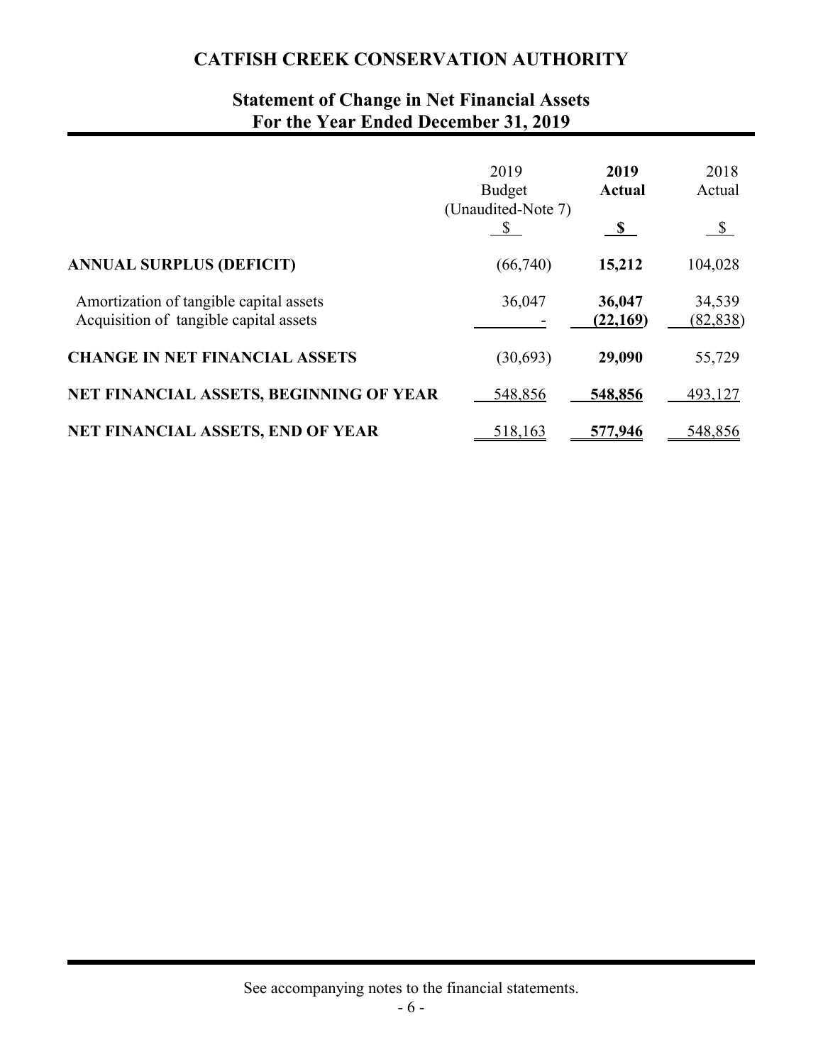# CATFISH CREEK CONSERVATION AUTHORITY

## Statement of Change in Net Financial Assets
## For the Year Ended December 31, 2019

| | 2019 Budget (Unaudited-Note 7) $ | **2019 Actual** **$** | 2018 Actual $ |
|---|---|---|---|
| **ANNUAL SURPLUS (DEFICIT)** | (66,740) | **15,212** | 104,028 |
| Amortization of tangible capital assets | 36,047 | **36,047** | 34,539 |
| Acquisition of tangible capital assets | - | **(22,169)** | (82,838) |
| **CHANGE IN NET FINANCIAL ASSETS** | (30,693) | **29,090** | 55,729 |
| **NET FINANCIAL ASSETS, BEGINNING OF YEAR** | 548,856 | **548,856** | 493,127 |
| **NET FINANCIAL ASSETS, END OF YEAR** | 518,163 | **577,946** | 548,856 |

See accompanying notes to the financial statements.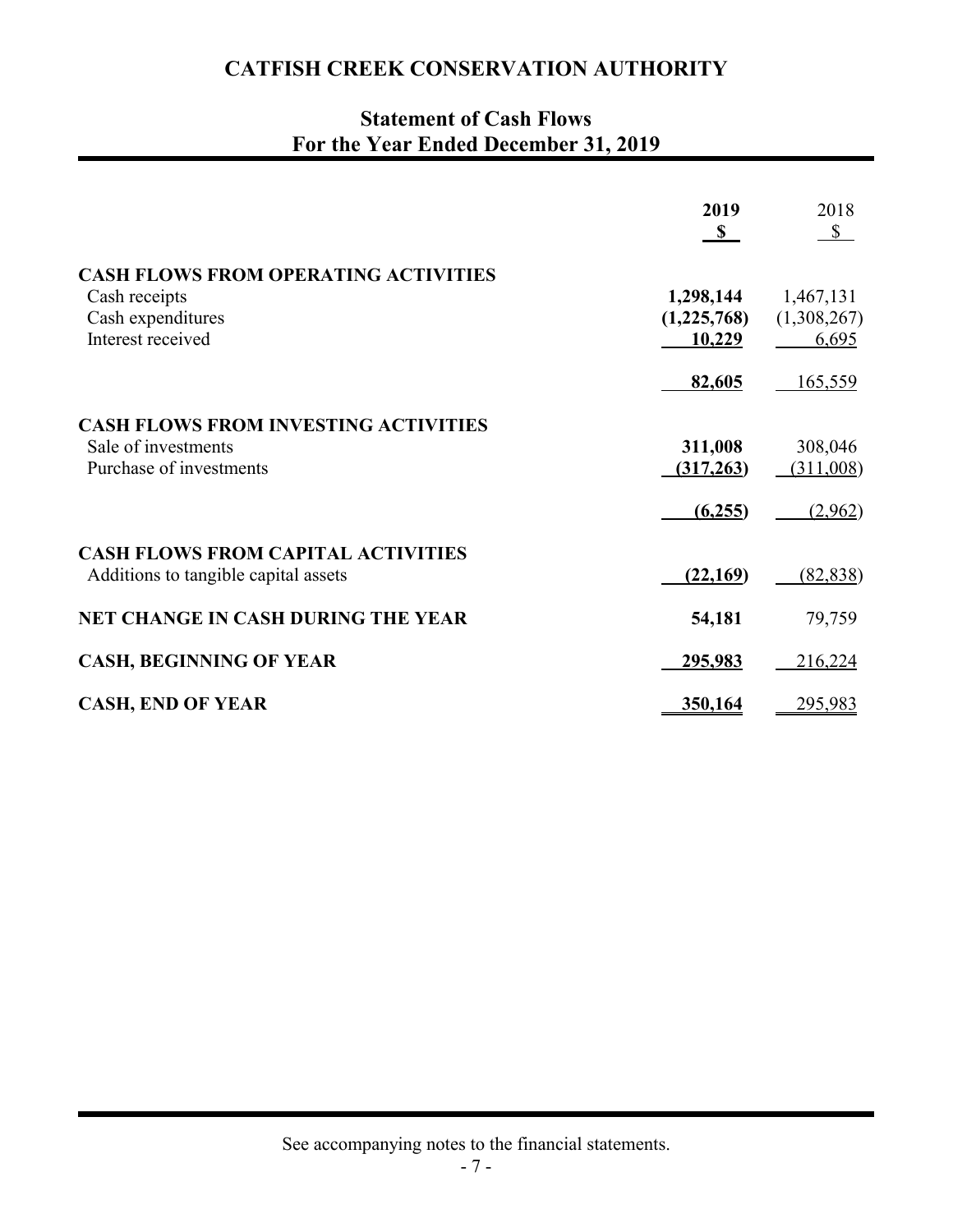# CATFISH CREEK CONSERVATION AUTHORITY

## Statement of Cash Flows
## For the Year Ended December 31, 2019

| | **2019** **$** | 2018 $ |
|---|---|---|
| **CASH FLOWS FROM OPERATING ACTIVITIES** | | |
| Cash receipts | **1,298,144** | 1,467,131 |
| Cash expenditures | **(1,225,768)** | (1,308,267) |
| Interest received | **10,229** | 6,695 |
| | **82,605** | 165,559 |
| **CASH FLOWS FROM INVESTING ACTIVITIES** | | |
| Sale of investments | **311,008** | 308,046 |
| Purchase of investments | **(317,263)** | (311,008) |
| | **(6,255)** | (2,962) |
| **CASH FLOWS FROM CAPITAL ACTIVITIES** | | |
| Additions to tangible capital assets | **(22,169)** | (82,838) |
| **NET CHANGE IN CASH DURING THE YEAR** | **54,181** | 79,759 |
| **CASH, BEGINNING OF YEAR** | **295,983** | 216,224 |
| **CASH, END OF YEAR** | **350,164** | 295,983 |

See accompanying notes to the financial statements.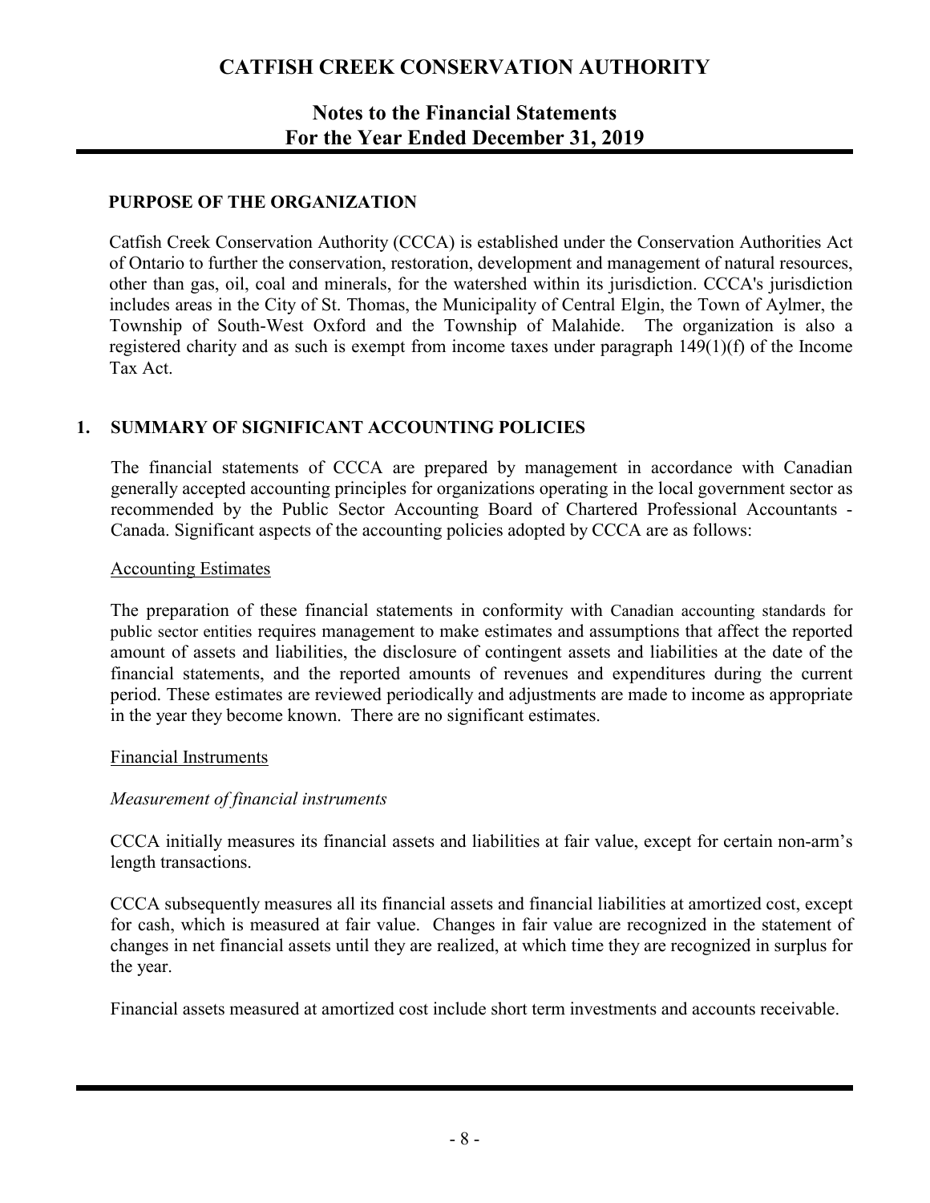# CATFISH CREEK CONSERVATION AUTHORITY

## Notes to the Financial Statements
## For the Year Ended December 31, 2019

### PURPOSE OF THE ORGANIZATION

Catfish Creek Conservation Authority (CCCA) is established under the Conservation Authorities Act of Ontario to further the conservation, restoration, development and management of natural resources, other than gas, oil, coal and minerals, for the watershed within its jurisdiction. CCCA's jurisdiction includes areas in the City of St. Thomas, the Municipality of Central Elgin, the Town of Aylmer, the Township of South-West Oxford and the Township of Malahide. The organization is also a registered charity and as such is exempt from income taxes under paragraph 149(1)(f) of the Income Tax Act.

### 1. SUMMARY OF SIGNIFICANT ACCOUNTING POLICIES

The financial statements of CCCA are prepared by management in accordance with Canadian generally accepted accounting principles for organizations operating in the local government sector as recommended by the Public Sector Accounting Board of Chartered Professional Accountants - Canada. Significant aspects of the accounting policies adopted by CCCA are as follows:

Accounting Estimates

The preparation of these financial statements in conformity with Canadian accounting standards for public sector entities requires management to make estimates and assumptions that affect the reported amount of assets and liabilities, the disclosure of contingent assets and liabilities at the date of the financial statements, and the reported amounts of revenues and expenditures during the current period. These estimates are reviewed periodically and adjustments are made to income as appropriate in the year they become known. There are no significant estimates.

Financial Instruments

*Measurement of financial instruments*

CCCA initially measures its financial assets and liabilities at fair value, except for certain non-arm's length transactions.

CCCA subsequently measures all its financial assets and financial liabilities at amortized cost, except for cash, which is measured at fair value. Changes in fair value are recognized in the statement of changes in net financial assets until they are realized, at which time they are recognized in surplus for the year.

Financial assets measured at amortized cost include short term investments and accounts receivable.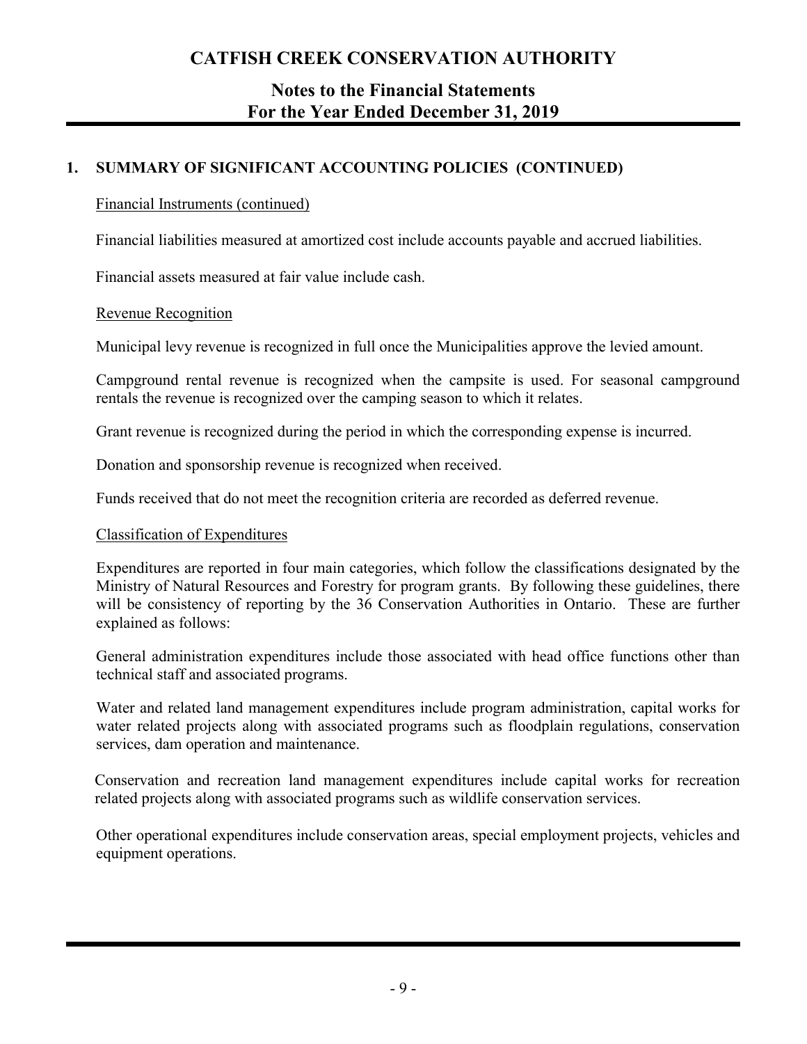# CATFISH CREEK CONSERVATION AUTHORITY

## Notes to the Financial Statements
## For the Year Ended December 31, 2019

### 1. SUMMARY OF SIGNIFICANT ACCOUNTING POLICIES (CONTINUED)

Financial Instruments (continued)

Financial liabilities measured at amortized cost include accounts payable and accrued liabilities.

Financial assets measured at fair value include cash.

Revenue Recognition

Municipal levy revenue is recognized in full once the Municipalities approve the levied amount.

Campground rental revenue is recognized when the campsite is used. For seasonal campground rentals the revenue is recognized over the camping season to which it relates.

Grant revenue is recognized during the period in which the corresponding expense is incurred.

Donation and sponsorship revenue is recognized when received.

Funds received that do not meet the recognition criteria are recorded as deferred revenue.

Classification of Expenditures

Expenditures are reported in four main categories, which follow the classifications designated by the Ministry of Natural Resources and Forestry for program grants. By following these guidelines, there will be consistency of reporting by the 36 Conservation Authorities in Ontario. These are further explained as follows:

General administration expenditures include those associated with head office functions other than technical staff and associated programs.

Water and related land management expenditures include program administration, capital works for water related projects along with associated programs such as floodplain regulations, conservation services, dam operation and maintenance.

Conservation and recreation land management expenditures include capital works for recreation related projects along with associated programs such as wildlife conservation services.

Other operational expenditures include conservation areas, special employment projects, vehicles and equipment operations.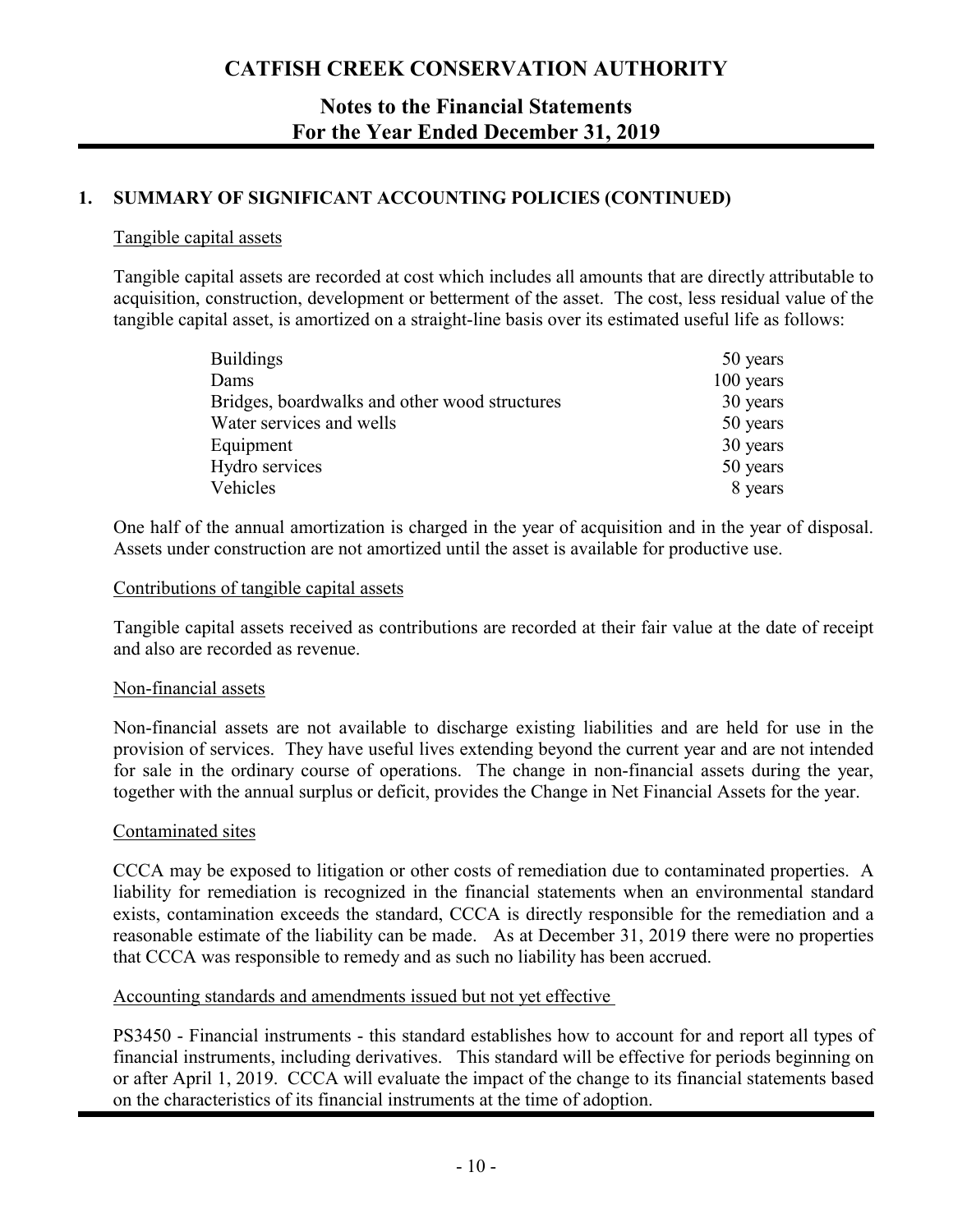# CATFISH CREEK CONSERVATION AUTHORITY

## Notes to the Financial Statements
## For the Year Ended December 31, 2019

### 1. SUMMARY OF SIGNIFICANT ACCOUNTING POLICIES (CONTINUED)

Tangible capital assets

Tangible capital assets are recorded at cost which includes all amounts that are directly attributable to acquisition, construction, development or betterment of the asset. The cost, less residual value of the tangible capital asset, is amortized on a straight-line basis over its estimated useful life as follows:

| | |
|---|---|
| Buildings | 50 years |
| Dams | 100 years |
| Bridges, boardwalks and other wood structures | 30 years |
| Water services and wells | 50 years |
| Equipment | 30 years |
| Hydro services | 50 years |
| Vehicles | 8 years |

One half of the annual amortization is charged in the year of acquisition and in the year of disposal. Assets under construction are not amortized until the asset is available for productive use.

Contributions of tangible capital assets

Tangible capital assets received as contributions are recorded at their fair value at the date of receipt and also are recorded as revenue.

Non-financial assets

Non-financial assets are not available to discharge existing liabilities and are held for use in the provision of services. They have useful lives extending beyond the current year and are not intended for sale in the ordinary course of operations. The change in non-financial assets during the year, together with the annual surplus or deficit, provides the Change in Net Financial Assets for the year.

Contaminated sites

CCCA may be exposed to litigation or other costs of remediation due to contaminated properties. A liability for remediation is recognized in the financial statements when an environmental standard exists, contamination exceeds the standard, CCCA is directly responsible for the remediation and a reasonable estimate of the liability can be made. As at December 31, 2019 there were no properties that CCCA was responsible to remedy and as such no liability has been accrued.

Accounting standards and amendments issued but not yet effective

PS3450 - Financial instruments - this standard establishes how to account for and report all types of financial instruments, including derivatives. This standard will be effective for periods beginning on or after April 1, 2019. CCCA will evaluate the impact of the change to its financial statements based on the characteristics of its financial instruments at the time of adoption.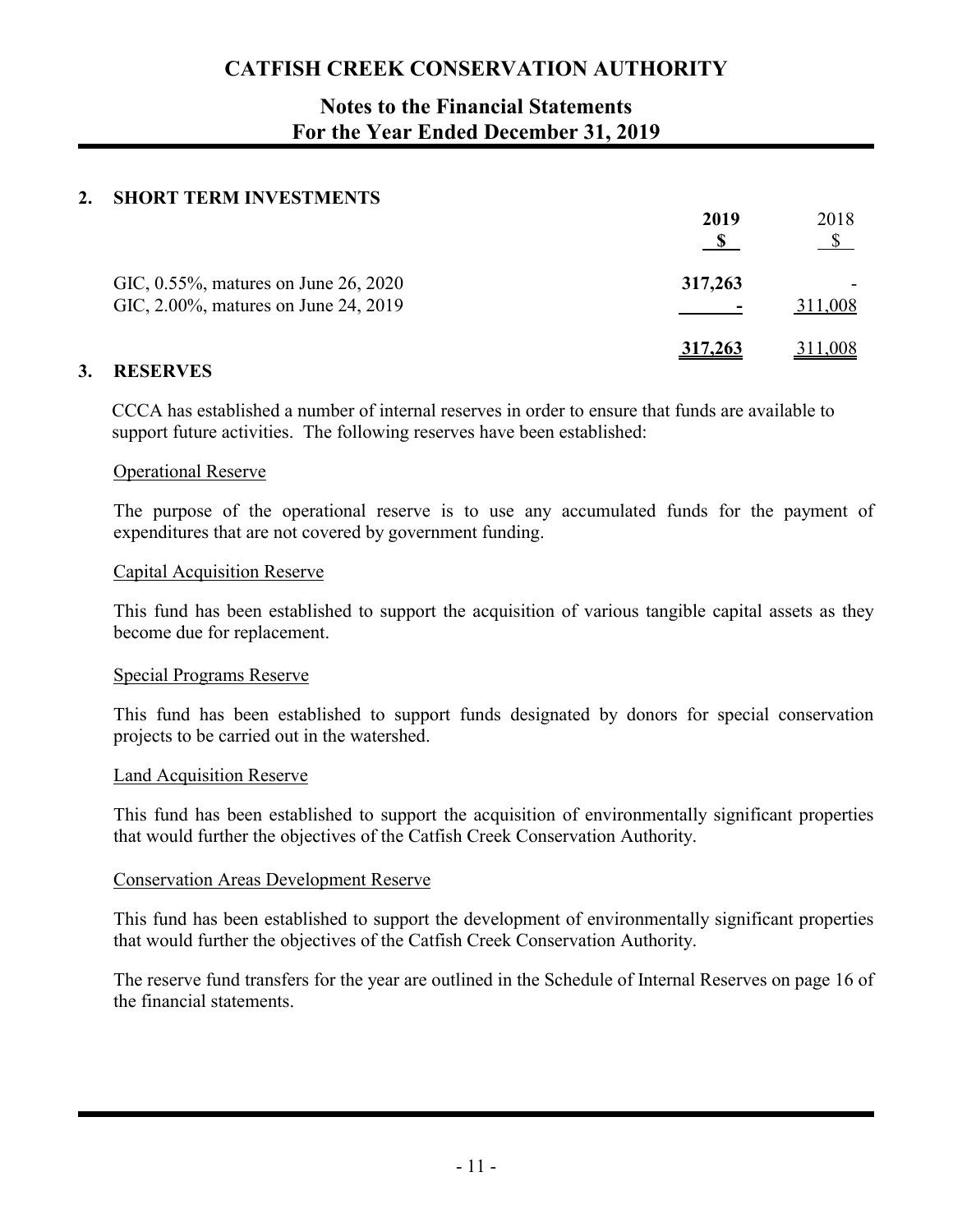## 2. SHORT TERM INVESTMENTS

| | 2019<br>$ | 2018<br>$ |
|---|---|---|
| GIC, 0.55%, matures on June 26, 2020 | **317,263** | - |
| GIC, 2.00%, matures on June 24, 2019 | **-** | 311,008 |
| | **317,263** | 311,008 |

## 3. RESERVES

CCCA has established a number of internal reserves in order to ensure that funds are available to support future activities. The following reserves have been established:

Operational Reserve

The purpose of the operational reserve is to use any accumulated funds for the payment of expenditures that are not covered by government funding.

Capital Acquisition Reserve

This fund has been established to support the acquisition of various tangible capital assets as they become due for replacement.

Special Programs Reserve

This fund has been established to support funds designated by donors for special conservation projects to be carried out in the watershed.

Land Acquisition Reserve

This fund has been established to support the acquisition of environmentally significant properties that would further the objectives of the Catfish Creek Conservation Authority.

Conservation Areas Development Reserve

This fund has been established to support the development of environmentally significant properties that would further the objectives of the Catfish Creek Conservation Authority.

The reserve fund transfers for the year are outlined in the Schedule of Internal Reserves on page 16 of the financial statements.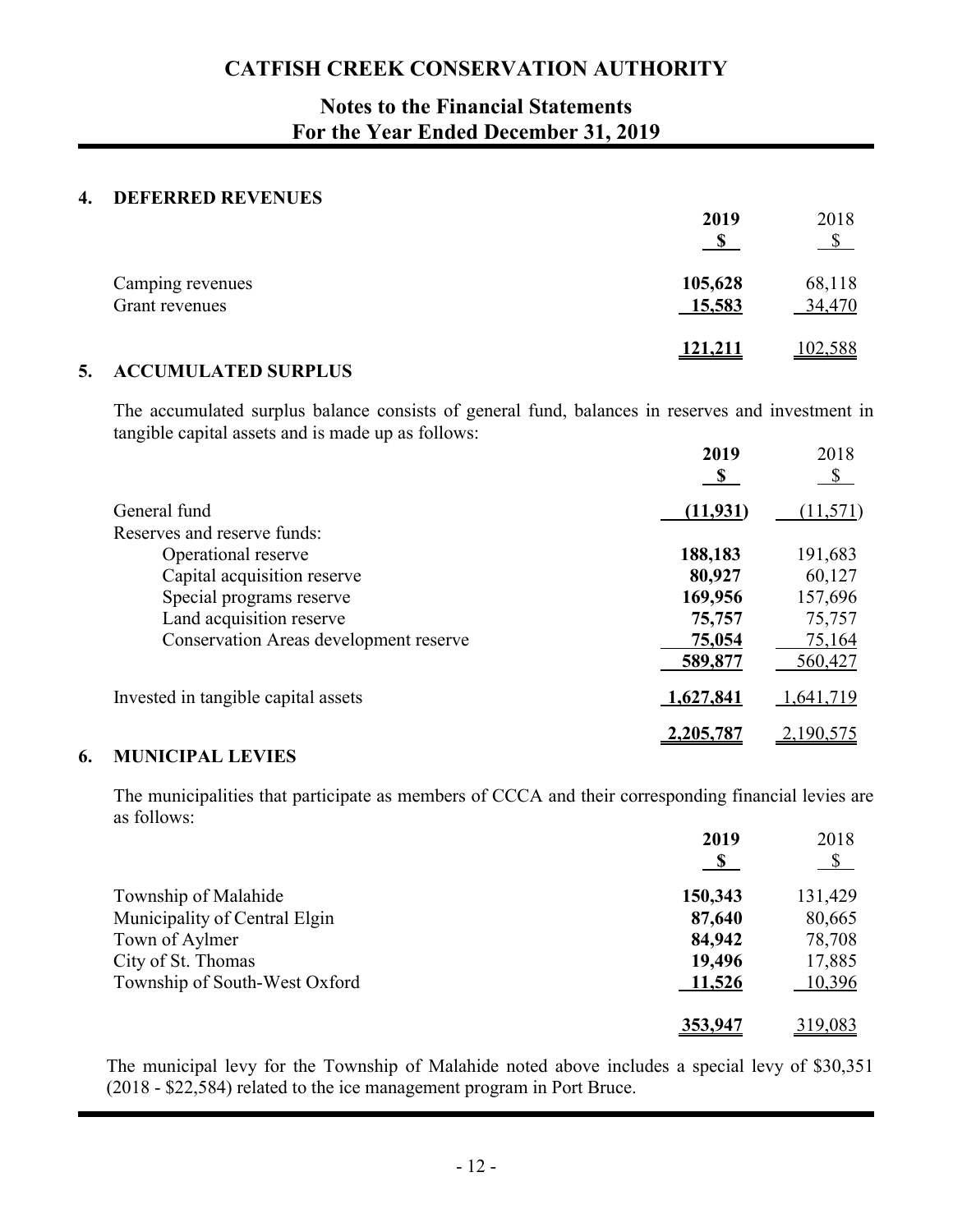# CATFISH CREEK CONSERVATION AUTHORITY

## Notes to the Financial Statements
## For the Year Ended December 31, 2019

### 4. DEFERRED REVENUES

| | 2019 $ | 2018 $ |
|---|---|---|
| Camping revenues | 105,628 | 68,118 |
| Grant revenues | 15,583 | 34,470 |
| | 121,211 | 102,588 |

### 5. ACCUMULATED SURPLUS

The accumulated surplus balance consists of general fund, balances in reserves and investment in tangible capital assets and is made up as follows:

| | 2019 $ | 2018 $ |
|---|---|---|
| General fund | (11,931) | (11,571) |
| Reserves and reserve funds: | | |
| Operational reserve | 188,183 | 191,683 |
| Capital acquisition reserve | 80,927 | 60,127 |
| Special programs reserve | 169,956 | 157,696 |
| Land acquisition reserve | 75,757 | 75,757 |
| Conservation Areas development reserve | 75,054 | 75,164 |
| | 589,877 | 560,427 |
| Invested in tangible capital assets | 1,627,841 | 1,641,719 |
| | 2,205,787 | 2,190,575 |

### 6. MUNICIPAL LEVIES

The municipalities that participate as members of CCCA and their corresponding financial levies are as follows:

| | 2019 $ | 2018 $ |
|---|---|---|
| Township of Malahide | 150,343 | 131,429 |
| Municipality of Central Elgin | 87,640 | 80,665 |
| Town of Aylmer | 84,942 | 78,708 |
| City of St. Thomas | 19,496 | 17,885 |
| Township of South-West Oxford | 11,526 | 10,396 |
| | 353,947 | 319,083 |

The municipal levy for the Township of Malahide noted above includes a special levy of $30,351 (2018 - $22,584) related to the ice management program in Port Bruce.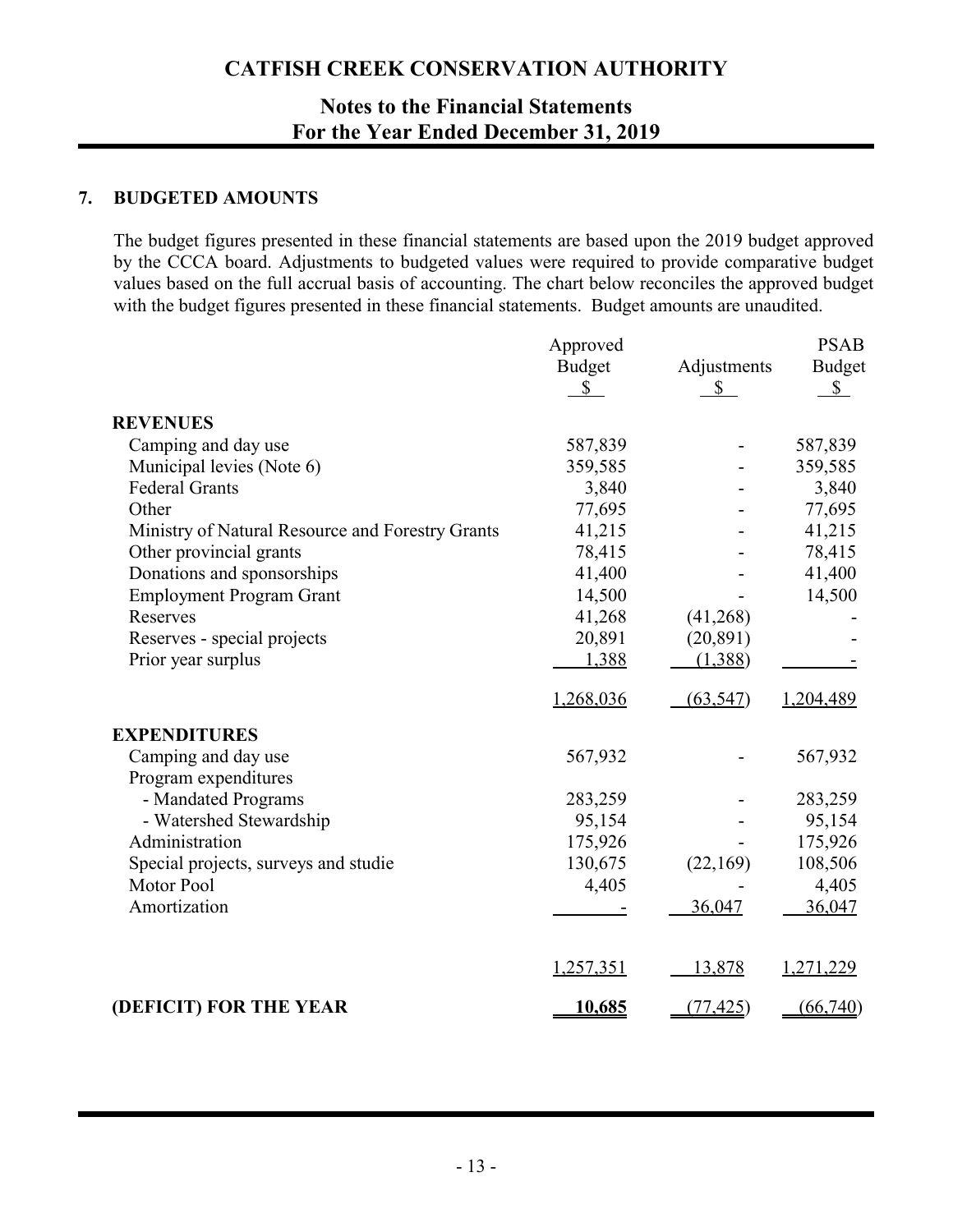# CATFISH CREEK CONSERVATION AUTHORITY

## Notes to the Financial Statements
## For the Year Ended December 31, 2019

### 7. BUDGETED AMOUNTS

The budget figures presented in these financial statements are based upon the 2019 budget approved by the CCCA board. Adjustments to budgeted values were required to provide comparative budget values based on the full accrual basis of accounting. The chart below reconciles the approved budget with the budget figures presented in these financial statements. Budget amounts are unaudited.

| | Approved Budget $ | Adjustments $ | PSAB Budget $ |
|---|---|---|---|
| **REVENUES** | | | |
| Camping and day use | 587,839 | - | 587,839 |
| Municipal levies (Note 6) | 359,585 | - | 359,585 |
| Federal Grants | 3,840 | - | 3,840 |
| Other | 77,695 | - | 77,695 |
| Ministry of Natural Resource and Forestry Grants | 41,215 | - | 41,215 |
| Other provincial grants | 78,415 | - | 78,415 |
| Donations and sponsorships | 41,400 | - | 41,400 |
| Employment Program Grant | 14,500 | - | 14,500 |
| Reserves | 41,268 | (41,268) | - |
| Reserves - special projects | 20,891 | (20,891) | - |
| Prior year surplus | 1,388 | (1,388) | - |
| | 1,268,036 | (63,547) | 1,204,489 |
| **EXPENDITURES** | | | |
| Camping and day use | 567,932 | - | 567,932 |
| Program expenditures | | | |
| - Mandated Programs | 283,259 | - | 283,259 |
| - Watershed Stewardship | 95,154 | - | 95,154 |
| Administration | 175,926 | - | 175,926 |
| Special projects, surveys and studie | 130,675 | (22,169) | 108,506 |
| Motor Pool | 4,405 | - | 4,405 |
| Amortization | - | 36,047 | 36,047 |
| | 1,257,351 | 13,878 | 1,271,229 |
| **(DEFICIT) FOR THE YEAR** | 10,685 | (77,425) | (66,740) |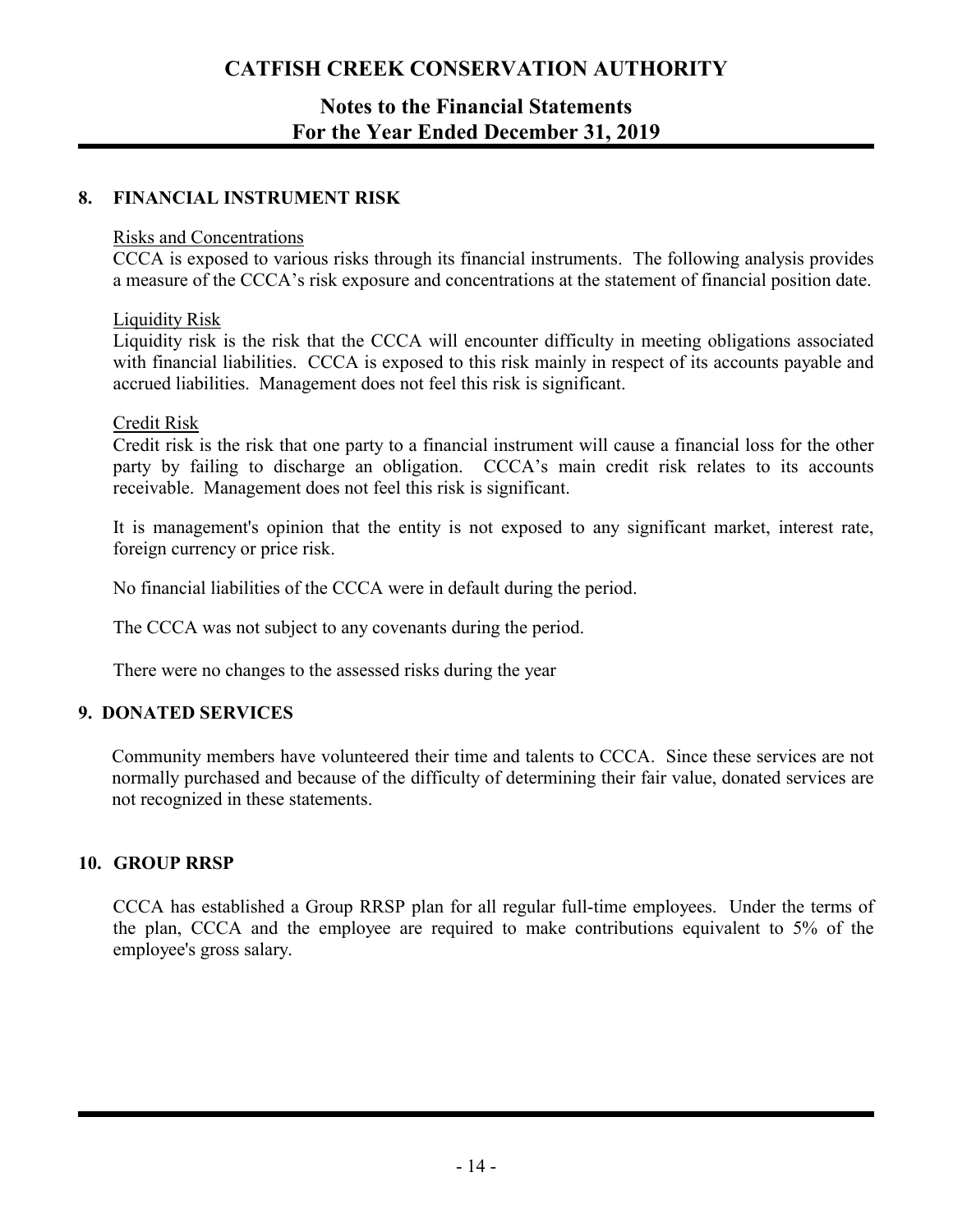## 8. FINANCIAL INSTRUMENT RISK

Risks and Concentrations

CCCA is exposed to various risks through its financial instruments. The following analysis provides a measure of the CCCA's risk exposure and concentrations at the statement of financial position date.

Liquidity Risk

Liquidity risk is the risk that the CCCA will encounter difficulty in meeting obligations associated with financial liabilities. CCCA is exposed to this risk mainly in respect of its accounts payable and accrued liabilities. Management does not feel this risk is significant.

Credit Risk

Credit risk is the risk that one party to a financial instrument will cause a financial loss for the other party by failing to discharge an obligation. CCCA's main credit risk relates to its accounts receivable. Management does not feel this risk is significant.

It is management's opinion that the entity is not exposed to any significant market, interest rate, foreign currency or price risk.

No financial liabilities of the CCCA were in default during the period.

The CCCA was not subject to any covenants during the period.

There were no changes to the assessed risks during the year

## 9. DONATED SERVICES

Community members have volunteered their time and talents to CCCA. Since these services are not normally purchased and because of the difficulty of determining their fair value, donated services are not recognized in these statements.

## 10. GROUP RRSP

CCCA has established a Group RRSP plan for all regular full-time employees. Under the terms of the plan, CCCA and the employee are required to make contributions equivalent to 5% of the employee's gross salary.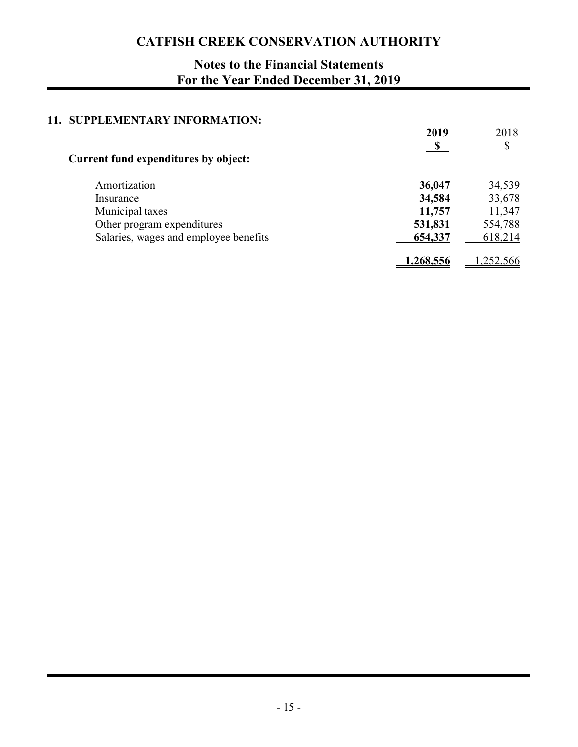# CATFISH CREEK CONSERVATION AUTHORITY

## Notes to the Financial Statements
## For the Year Ended December 31, 2019

### 11. SUPPLEMENTARY INFORMATION:

| | 2019<br>$ | 2018<br>$ |
|---|---|---|
| **Current fund expenditures by object:** | | |
| Amortization | **36,047** | 34,539 |
| Insurance | **34,584** | 33,678 |
| Municipal taxes | **11,757** | 11,347 |
| Other program expenditures | **531,831** | 554,788 |
| Salaries, wages and employee benefits | **654,337** | 618,214 |
| | **1,268,556** | 1,252,566 |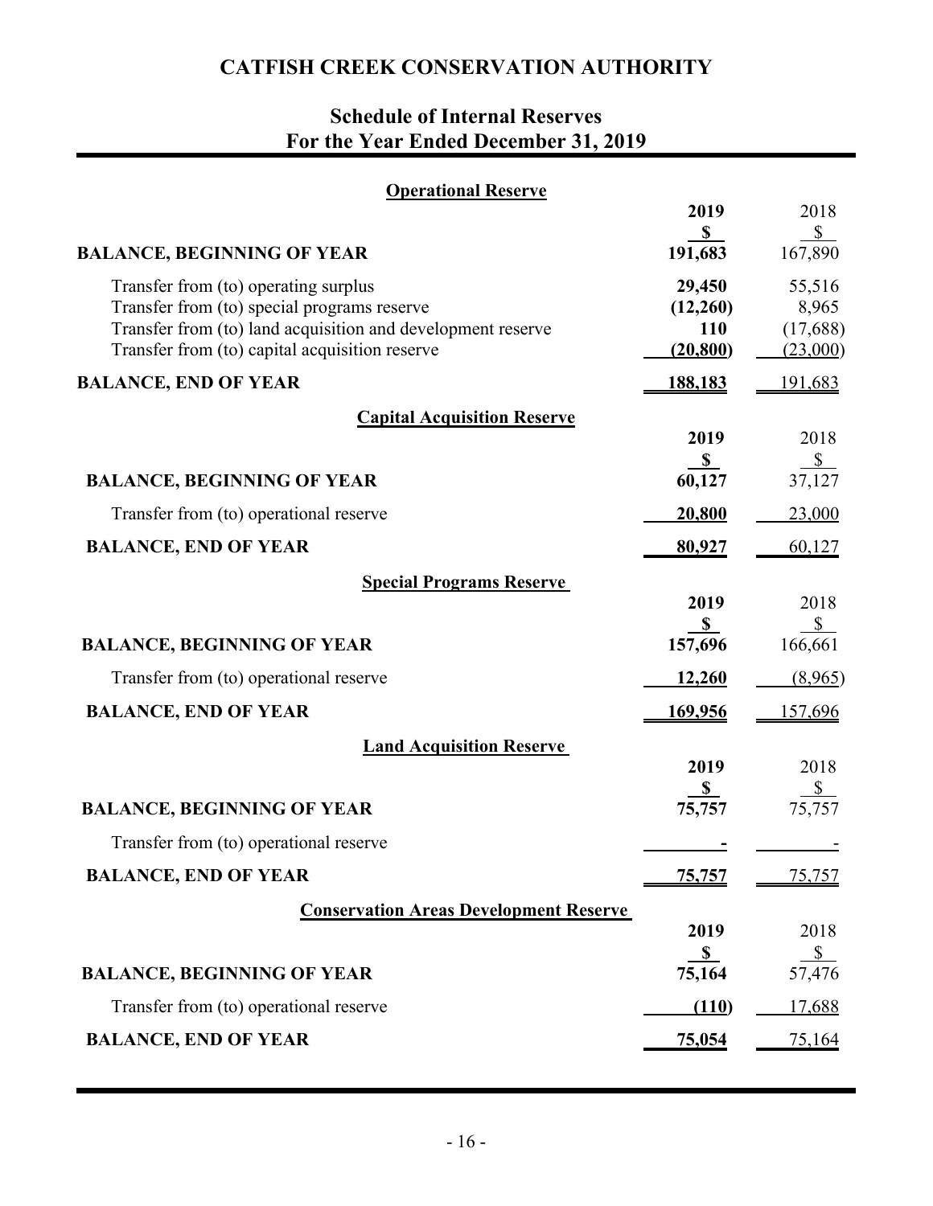# CATFISH CREEK CONSERVATION AUTHORITY

## Schedule of Internal Reserves
## For the Year Ended December 31, 2019

### Operational Reserve

| | 2019 | 2018 |
|---|---|---|
| | $ | $ |
| **BALANCE, BEGINNING OF YEAR** | **191,683** | 167,890 |
| Transfer from (to) operating surplus | **29,450** | 55,516 |
| Transfer from (to) special programs reserve | **(12,260)** | 8,965 |
| Transfer from (to) land acquisition and development reserve | **110** | (17,688) |
| Transfer from (to) capital acquisition reserve | **(20,800)** | (23,000) |
| **BALANCE, END OF YEAR** | **188,183** | 191,683 |

### Capital Acquisition Reserve

| | 2019 | 2018 |
|---|---|---|
| | $ | $ |
| **BALANCE, BEGINNING OF YEAR** | **60,127** | 37,127 |
| Transfer from (to) operational reserve | **20,800** | 23,000 |
| **BALANCE, END OF YEAR** | **80,927** | 60,127 |

### Special Programs Reserve

| | 2019 | 2018 |
|---|---|---|
| | $ | $ |
| **BALANCE, BEGINNING OF YEAR** | **157,696** | 166,661 |
| Transfer from (to) operational reserve | **12,260** | (8,965) |
| **BALANCE, END OF YEAR** | **169,956** | 157,696 |

### Land Acquisition Reserve

| | 2019 | 2018 |
|---|---|---|
| | $ | $ |
| **BALANCE, BEGINNING OF YEAR** | **75,757** | 75,757 |
| Transfer from (to) operational reserve | **-** | - |
| **BALANCE, END OF YEAR** | **75,757** | 75,757 |

### Conservation Areas Development Reserve

| | 2019 | 2018 |
|---|---|---|
| | $ | $ |
| **BALANCE, BEGINNING OF YEAR** | **75,164** | 57,476 |
| Transfer from (to) operational reserve | **(110)** | 17,688 |
| **BALANCE, END OF YEAR** | **75,054** | 75,164 |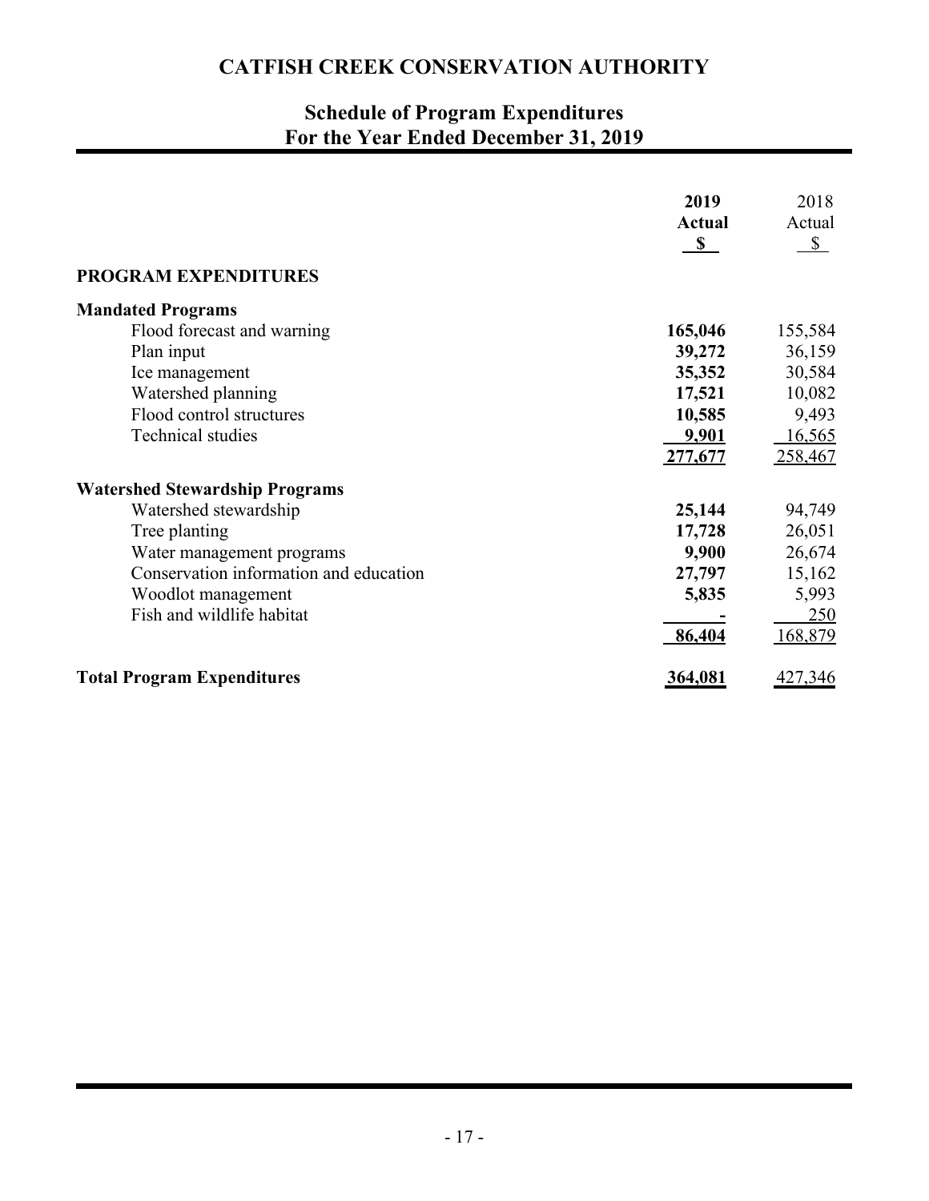# CATFISH CREEK CONSERVATION AUTHORITY

## Schedule of Program Expenditures
## For the Year Ended December 31, 2019

| | 2019 Actual $ | 2018 Actual $ |
|---|---|---|
| **PROGRAM EXPENDITURES** | | |
| **Mandated Programs** | | |
| Flood forecast and warning | **165,046** | 155,584 |
| Plan input | **39,272** | 36,159 |
| Ice management | **35,352** | 30,584 |
| Watershed planning | **17,521** | 10,082 |
| Flood control structures | **10,585** | 9,493 |
| Technical studies | **9,901** | 16,565 |
| | **277,677** | 258,467 |
| **Watershed Stewardship Programs** | | |
| Watershed stewardship | **25,144** | 94,749 |
| Tree planting | **17,728** | 26,051 |
| Water management programs | **9,900** | 26,674 |
| Conservation information and education | **27,797** | 15,162 |
| Woodlot management | **5,835** | 5,993 |
| Fish and wildlife habitat | **-** | 250 |
| | **86,404** | 168,879 |
| **Total Program Expenditures** | **364,081** | 427,346 |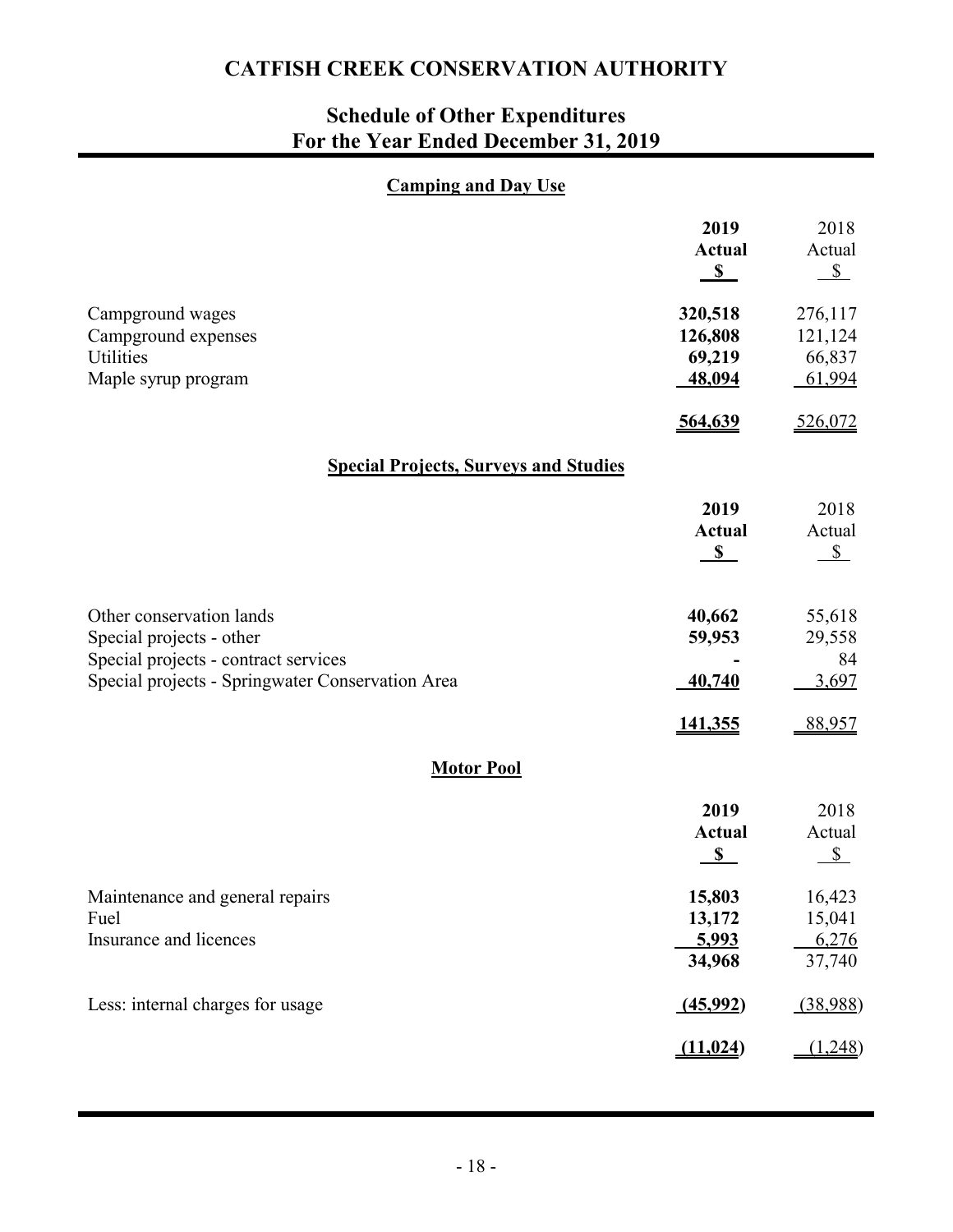# CATFISH CREEK CONSERVATION AUTHORITY

## Schedule of Other Expenditures
## For the Year Ended December 31, 2019

### Camping and Day Use

| | 2019 Actual $ | 2018 Actual $ |
|---|---|---|
| Campground wages | **320,518** | 276,117 |
| Campground expenses | **126,808** | 121,124 |
| Utilities | **69,219** | 66,837 |
| Maple syrup program | **48,094** | 61,994 |
| | **564,639** | 526,072 |

### Special Projects, Surveys and Studies

| | 2019 Actual $ | 2018 Actual $ |
|---|---|---|
| Other conservation lands | **40,662** | 55,618 |
| Special projects - other | **59,953** | 29,558 |
| Special projects - contract services | **-** | 84 |
| Special projects - Springwater Conservation Area | **40,740** | 3,697 |
| | **141,355** | 88,957 |

### Motor Pool

| | 2019 Actual $ | 2018 Actual $ |
|---|---|---|
| Maintenance and general repairs | **15,803** | 16,423 |
| Fuel | **13,172** | 15,041 |
| Insurance and licences | **5,993** | 6,276 |
| | **34,968** | 37,740 |
| Less: internal charges for usage | **(45,992)** | (38,988) |
| | **(11,024)** | (1,248) |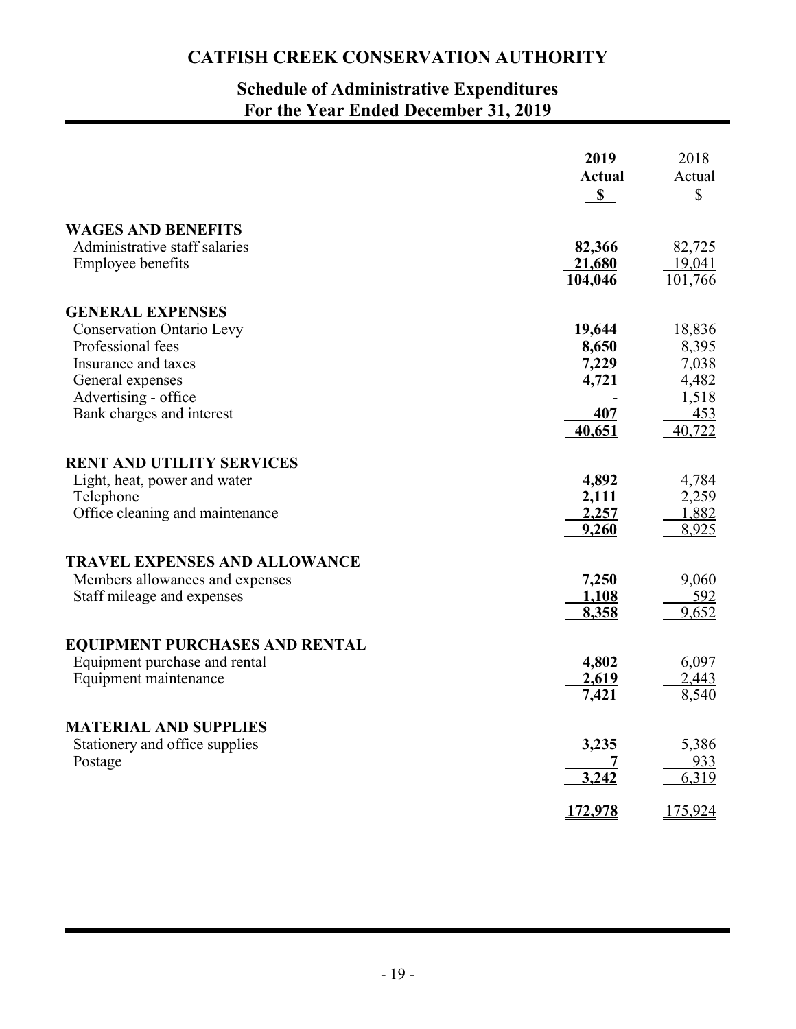# CATFISH CREEK CONSERVATION AUTHORITY

## Schedule of Administrative Expenditures
## For the Year Ended December 31, 2019

| | 2019 Actual $ | 2018 Actual $ |
|---|---|---|
| **WAGES AND BENEFITS** | | |
| Administrative staff salaries | **82,366** | 82,725 |
| Employee benefits | **21,680** | 19,041 |
| | **104,046** | 101,766 |
| **GENERAL EXPENSES** | | |
| Conservation Ontario Levy | **19,644** | 18,836 |
| Professional fees | **8,650** | 8,395 |
| Insurance and taxes | **7,229** | 7,038 |
| General expenses | **4,721** | 4,482 |
| Advertising - office | **-** | 1,518 |
| Bank charges and interest | **407** | 453 |
| | **40,651** | 40,722 |
| **RENT AND UTILITY SERVICES** | | |
| Light, heat, power and water | **4,892** | 4,784 |
| Telephone | **2,111** | 2,259 |
| Office cleaning and maintenance | **2,257** | 1,882 |
| | **9,260** | 8,925 |
| **TRAVEL EXPENSES AND ALLOWANCE** | | |
| Members allowances and expenses | **7,250** | 9,060 |
| Staff mileage and expenses | **1,108** | 592 |
| | **8,358** | 9,652 |
| **EQUIPMENT PURCHASES AND RENTAL** | | |
| Equipment purchase and rental | **4,802** | 6,097 |
| Equipment maintenance | **2,619** | 2,443 |
| | **7,421** | 8,540 |
| **MATERIAL AND SUPPLIES** | | |
| Stationery and office supplies | **3,235** | 5,386 |
| Postage | **7** | 933 |
| | **3,242** | 6,319 |
| | **172,978** | 175,924 |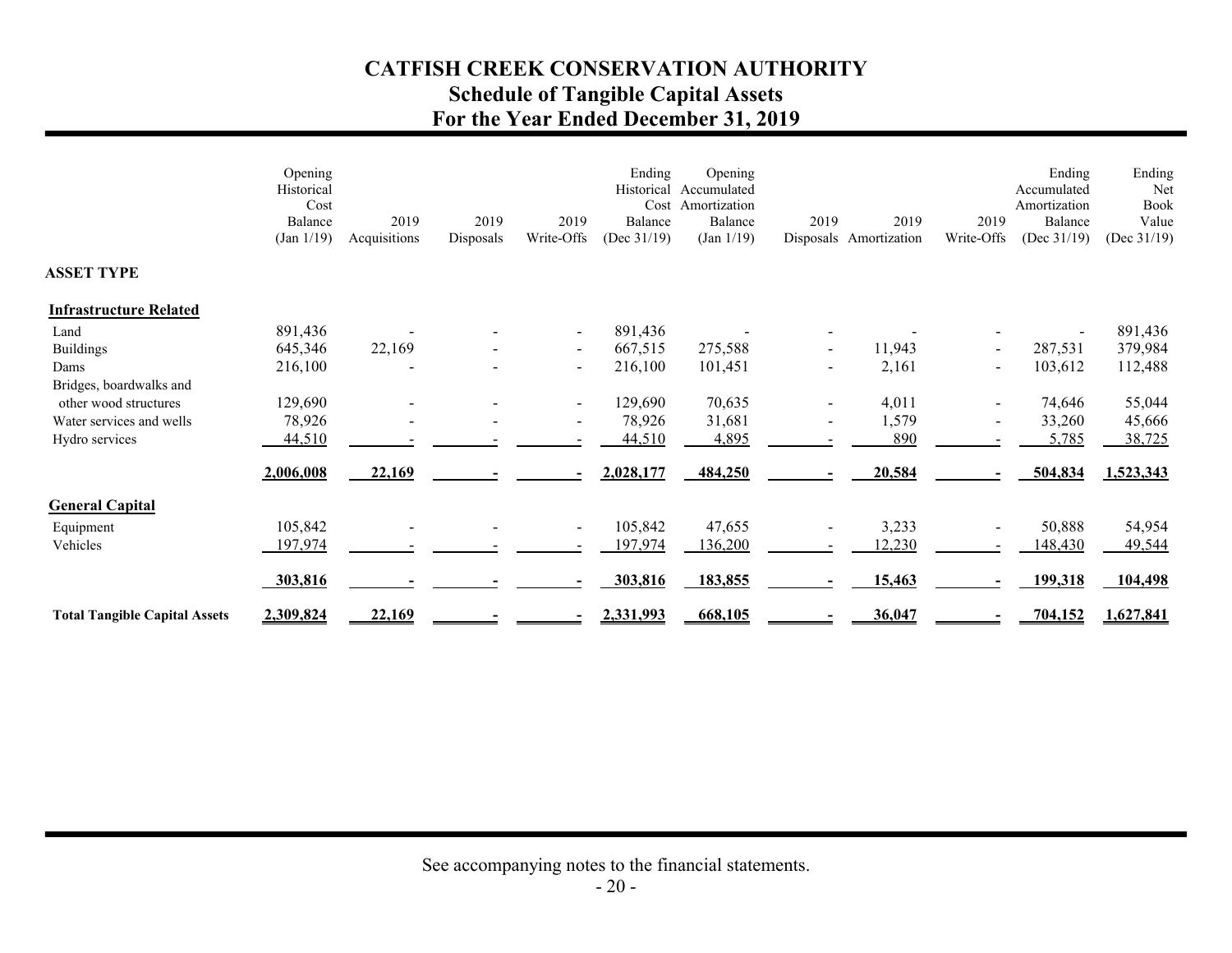# CATFISH CREEK CONSERVATION AUTHORITY
## Schedule of Tangible Capital Assets
## For the Year Ended December 31, 2019

| | Opening Historical Cost Balance (Jan 1/19) | 2019 Acquisitions | 2019 Disposals | 2019 Write-Offs | Ending Historical Cost Balance (Dec 31/19) | Opening Accumulated Amortization Balance (Jan 1/19) | 2019 Disposals | 2019 Amortization | 2019 Write-Offs | Ending Accumulated Amortization Balance (Dec 31/19) | Ending Net Book Value (Dec 31/19) |
|---|---|---|---|---|---|---|---|---|---|---|---|
| **ASSET TYPE** | | | | | | | | | | | |
| **Infrastructure Related** | | | | | | | | | | | |
| Land | 891,436 | - | - | - | 891,436 | - | - | - | - | - | 891,436 |
| Buildings | 645,346 | 22,169 | - | - | 667,515 | 275,588 | - | 11,943 | - | 287,531 | 379,984 |
| Dams | 216,100 | - | - | - | 216,100 | 101,451 | - | 2,161 | - | 103,612 | 112,488 |
| Bridges, boardwalks and other wood structures | 129,690 | - | - | - | 129,690 | 70,635 | - | 4,011 | - | 74,646 | 55,044 |
| Water services and wells | 78,926 | - | - | - | 78,926 | 31,681 | - | 1,579 | - | 33,260 | 45,666 |
| Hydro services | 44,510 | - | - | - | 44,510 | 4,895 | - | 890 | - | 5,785 | 38,725 |
| | **2,006,008** | **22,169** | **-** | **-** | **2,028,177** | **484,250** | **-** | **20,584** | **-** | **504,834** | **1,523,343** |
| **General Capital** | | | | | | | | | | | |
| Equipment | 105,842 | - | - | - | 105,842 | 47,655 | - | 3,233 | - | 50,888 | 54,954 |
| Vehicles | 197,974 | - | - | - | 197,974 | 136,200 | - | 12,230 | - | 148,430 | 49,544 |
| | **303,816** | **-** | **-** | **-** | **303,816** | **183,855** | **-** | **15,463** | **-** | **199,318** | **104,498** |
| **Total Tangible Capital Assets** | **2,309,824** | **22,169** | **-** | **-** | **2,331,993** | **668,105** | **-** | **36,047** | **-** | **704,152** | **1,627,841** |

See accompanying notes to the financial statements.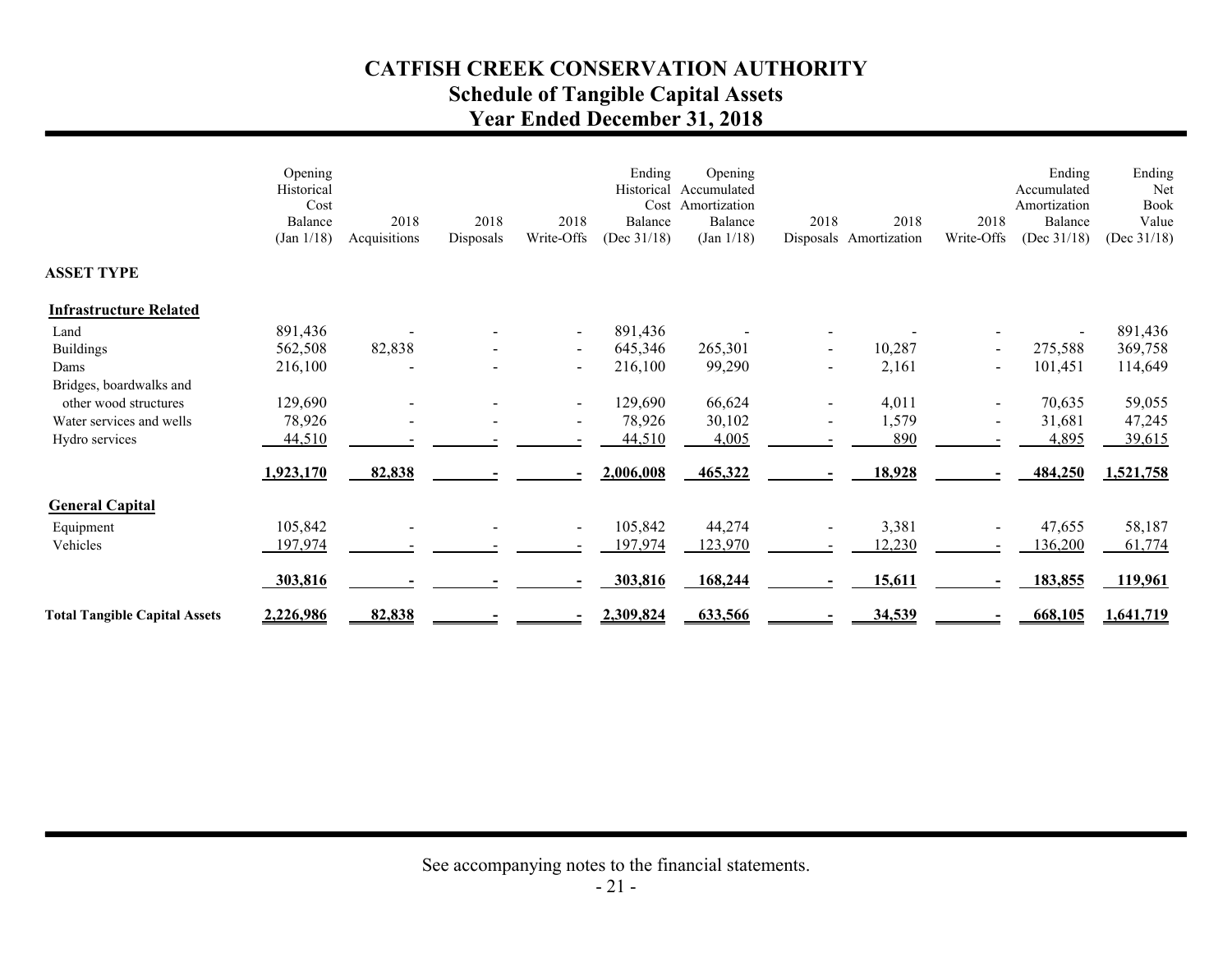# CATFISH CREEK CONSERVATION AUTHORITY
## Schedule of Tangible Capital Assets
## Year Ended December 31, 2018

| | Opening Historical Cost Balance (Jan 1/18) | 2018 Acquisitions | 2018 Disposals | 2018 Write-Offs | Ending Historical Cost Balance (Dec 31/18) | Opening Accumulated Amortization Balance (Jan 1/18) | 2018 Disposals | 2018 Amortization | 2018 Write-Offs | Ending Accumulated Amortization Balance (Dec 31/18) | Ending Net Book Value (Dec 31/18) |
|---|---|---|---|---|---|---|---|---|---|---|---|
| **ASSET TYPE** | | | | | | | | | | | |
| **Infrastructure Related** | | | | | | | | | | | |
| Land | 891,436 | - | - | - | 891,436 | - | - | - | - | - | 891,436 |
| Buildings | 562,508 | 82,838 | - | - | 645,346 | 265,301 | - | 10,287 | - | 275,588 | 369,758 |
| Dams | 216,100 | - | - | - | 216,100 | 99,290 | - | 2,161 | - | 101,451 | 114,649 |
| Bridges, boardwalks and other wood structures | 129,690 | - | - | - | 129,690 | 66,624 | - | 4,011 | - | 70,635 | 59,055 |
| Water services and wells | 78,926 | - | - | - | 78,926 | 30,102 | - | 1,579 | - | 31,681 | 47,245 |
| Hydro services | 44,510 | - | - | - | 44,510 | 4,005 | - | 890 | - | 4,895 | 39,615 |
| | **1,923,170** | **82,838** | **-** | **-** | **2,006,008** | **465,322** | **-** | **18,928** | **-** | **484,250** | **1,521,758** |
| **General Capital** | | | | | | | | | | | |
| Equipment | 105,842 | - | - | - | 105,842 | 44,274 | - | 3,381 | - | 47,655 | 58,187 |
| Vehicles | 197,974 | - | - | - | 197,974 | 123,970 | - | 12,230 | - | 136,200 | 61,774 |
| | **303,816** | **-** | **-** | **-** | **303,816** | **168,244** | **-** | **15,611** | **-** | **183,855** | **119,961** |
| **Total Tangible Capital Assets** | **2,226,986** | **82,838** | **-** | **-** | **2,309,824** | **633,566** | **-** | **34,539** | **-** | **668,105** | **1,641,719** |

See accompanying notes to the financial statements.